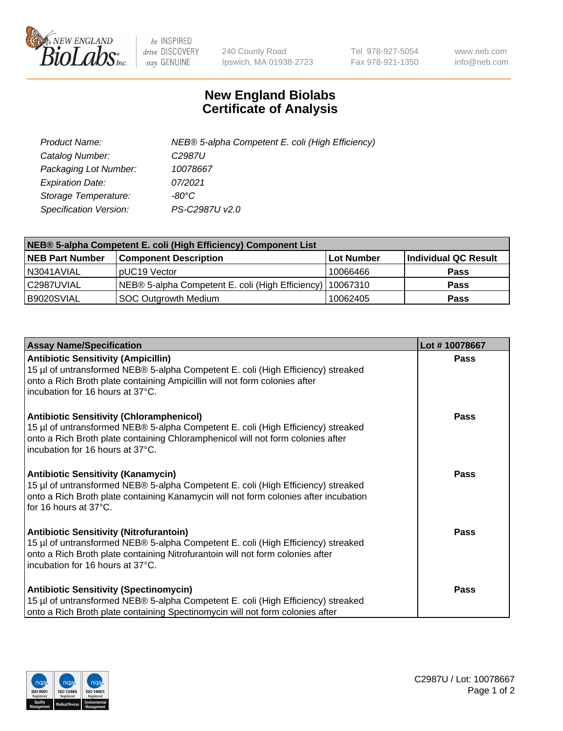# New England Biolabs
# Certificate of Analysis

| | |
|---|---|
| *Product Name:* | *NEB® 5-alpha Competent E. coli (High Efficiency)* |
| *Catalog Number:* | *C2987U* |
| *Packaging Lot Number:* | *10078667* |
| *Expiration Date:* | *07/2021* |
| *Storage Temperature:* | *-80°C* |
| *Specification Version:* | *PS-C2987U v2.0* |

| NEB® 5-alpha Competent E. coli (High Efficiency) Component List | | | |
|---|---|---|---|
| **NEB Part Number** | **Component Description** | **Lot Number** | **Individual QC Result** |
| N3041AVIAL | pUC19 Vector | 10066466 | **Pass** |
| C2987UVIAL | NEB® 5-alpha Competent E. coli (High Efficiency) | 10067310 | **Pass** |
| B9020SVIAL | SOC Outgrowth Medium | 10062405 | **Pass** |

| Assay Name/Specification | Lot # 10078667 |
|---|---|
| **Antibiotic Sensitivity (Ampicillin)**<br>15 µl of untransformed NEB® 5-alpha Competent E. coli (High Efficiency) streaked onto a Rich Broth plate containing Ampicillin will not form colonies after incubation for 16 hours at 37°C. | **Pass** |
| **Antibiotic Sensitivity (Chloramphenicol)**<br>15 µl of untransformed NEB® 5-alpha Competent E. coli (High Efficiency) streaked onto a Rich Broth plate containing Chloramphenicol will not form colonies after incubation for 16 hours at 37°C. | **Pass** |
| **Antibiotic Sensitivity (Kanamycin)**<br>15 µl of untransformed NEB® 5-alpha Competent E. coli (High Efficiency) streaked onto a Rich Broth plate containing Kanamycin will not form colonies after incubation for 16 hours at 37°C. | **Pass** |
| **Antibiotic Sensitivity (Nitrofurantoin)**<br>15 µl of untransformed NEB® 5-alpha Competent E. coli (High Efficiency) streaked onto a Rich Broth plate containing Nitrofurantoin will not form colonies after incubation for 16 hours at 37°C. | **Pass** |
| **Antibiotic Sensitivity (Spectinomycin)**<br>15 µl of untransformed NEB® 5-alpha Competent E. coli (High Efficiency) streaked onto a Rich Broth plate containing Spectinomycin will not form colonies after | **Pass** |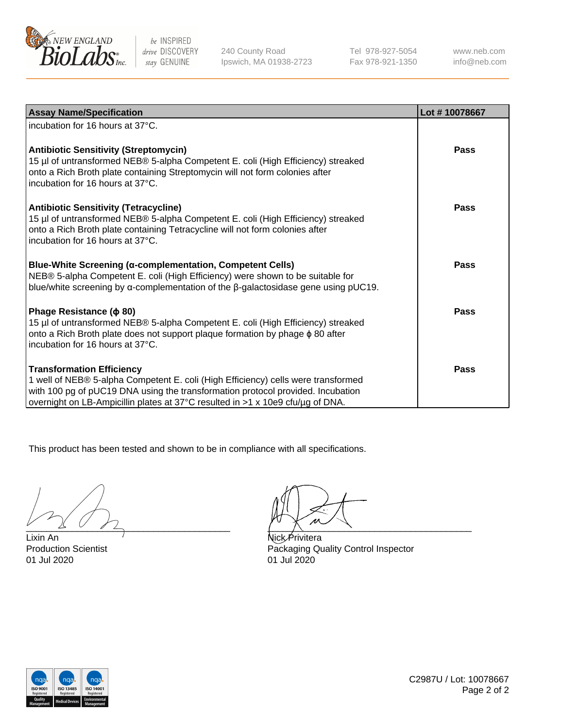| Assay Name/Specification | Lot # 10078667 |
|---|---|
| incubation for 16 hours at 37°C. | |
| **Antibiotic Sensitivity (Streptomycin)**<br>15 µl of untransformed NEB® 5-alpha Competent E. coli (High Efficiency) streaked onto a Rich Broth plate containing Streptomycin will not form colonies after incubation for 16 hours at 37°C. | Pass |
| **Antibiotic Sensitivity (Tetracycline)**<br>15 µl of untransformed NEB® 5-alpha Competent E. coli (High Efficiency) streaked onto a Rich Broth plate containing Tetracycline will not form colonies after incubation for 16 hours at 37°C. | Pass |
| **Blue-White Screening (α-complementation, Competent Cells)**<br>NEB® 5-alpha Competent E. coli (High Efficiency) were shown to be suitable for blue/white screening by α-complementation of the β-galactosidase gene using pUC19. | Pass |
| **Phage Resistance (ϕ 80)**<br>15 µl of untransformed NEB® 5-alpha Competent E. coli (High Efficiency) streaked onto a Rich Broth plate does not support plaque formation by phage ϕ 80 after incubation for 16 hours at 37°C. | Pass |
| **Transformation Efficiency**<br>1 well of NEB® 5-alpha Competent E. coli (High Efficiency) cells were transformed with 100 pg of pUC19 DNA using the transformation protocol provided. Incubation overnight on LB-Ampicillin plates at 37°C resulted in >1 x 10e9 cfu/µg of DNA. | Pass |

This product has been tested and shown to be in compliance with all specifications.

Lixin An
Production Scientist
01 Jul 2020

Nick Privitera
Packaging Quality Control Inspector
01 Jul 2020

C2987U / Lot: 10078667